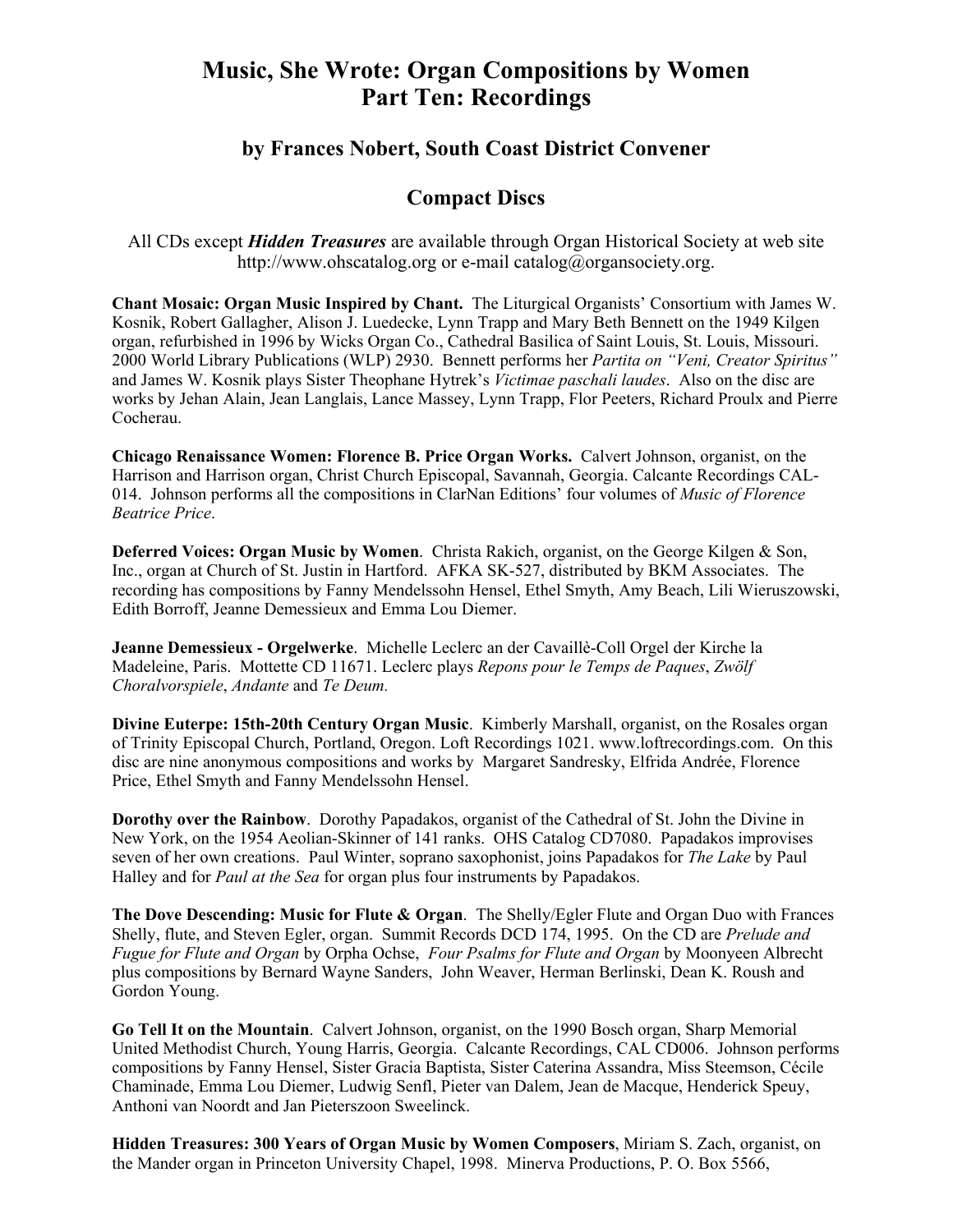# Music, She Wrote: Organ Compositions by Women
# Part Ten: Recordings

## by Frances Nobert, South Coast District Convener

## Compact Discs

All CDs except ***Hidden Treasures*** are available through Organ Historical Society at web site http://www.ohscatalog.org or e-mail catalog@organsociety.org.

**Chant Mosaic: Organ Music Inspired by Chant.** The Liturgical Organists' Consortium with James W. Kosnik, Robert Gallagher, Alison J. Luedecke, Lynn Trapp and Mary Beth Bennett on the 1949 Kilgen organ, refurbished in 1996 by Wicks Organ Co., Cathedral Basilica of Saint Louis, St. Louis, Missouri. 2000 World Library Publications (WLP) 2930. Bennett performs her *Partita on "Veni, Creator Spiritus"* and James W. Kosnik plays Sister Theophane Hytrek's *Victimae paschali laudes*. Also on the disc are works by Jehan Alain, Jean Langlais, Lance Massey, Lynn Trapp, Flor Peeters, Richard Proulx and Pierre Cocherau.

**Chicago Renaissance Women: Florence B. Price Organ Works.** Calvert Johnson, organist, on the Harrison and Harrison organ, Christ Church Episcopal, Savannah, Georgia. Calcante Recordings CAL-014. Johnson performs all the compositions in ClarNan Editions' four volumes of *Music of Florence Beatrice Price*.

**Deferred Voices: Organ Music by Women**. Christa Rakich, organist, on the George Kilgen & Son, Inc., organ at Church of St. Justin in Hartford. AFKA SK-527, distributed by BKM Associates. The recording has compositions by Fanny Mendelssohn Hensel, Ethel Smyth, Amy Beach, Lili Wieruszowski, Edith Borroff, Jeanne Demessieux and Emma Lou Diemer.

**Jeanne Demessieux - Orgelwerke**. Michelle Leclerc an der Cavaillè-Coll Orgel der Kirche la Madeleine, Paris. Mottette CD 11671. Leclerc plays *Repons pour le Temps de Paques*, *Zwölf Choralvorspiele*, *Andante* and *Te Deum.*

**Divine Euterpe: 15th-20th Century Organ Music**. Kimberly Marshall, organist, on the Rosales organ of Trinity Episcopal Church, Portland, Oregon. Loft Recordings 1021. www.loftrecordings.com. On this disc are nine anonymous compositions and works by Margaret Sandresky, Elfrida Andrée, Florence Price, Ethel Smyth and Fanny Mendelssohn Hensel.

**Dorothy over the Rainbow**. Dorothy Papadakos, organist of the Cathedral of St. John the Divine in New York, on the 1954 Aeolian-Skinner of 141 ranks. OHS Catalog CD7080. Papadakos improvises seven of her own creations. Paul Winter, soprano saxophonist, joins Papadakos for *The Lake* by Paul Halley and for *Paul at the Sea* for organ plus four instruments by Papadakos.

**The Dove Descending: Music for Flute & Organ**. The Shelly/Egler Flute and Organ Duo with Frances Shelly, flute, and Steven Egler, organ. Summit Records DCD 174, 1995. On the CD are *Prelude and Fugue for Flute and Organ* by Orpha Ochse, *Four Psalms for Flute and Organ* by Moonyeen Albrecht plus compositions by Bernard Wayne Sanders, John Weaver, Herman Berlinski, Dean K. Roush and Gordon Young.

**Go Tell It on the Mountain**. Calvert Johnson, organist, on the 1990 Bosch organ, Sharp Memorial United Methodist Church, Young Harris, Georgia. Calcante Recordings, CAL CD006. Johnson performs compositions by Fanny Hensel, Sister Gracia Baptista, Sister Caterina Assandra, Miss Steemson, Cécile Chaminade, Emma Lou Diemer, Ludwig Senfl, Pieter van Dalem, Jean de Macque, Henderick Speuy, Anthoni van Noordt and Jan Pieterszoon Sweelinck.

**Hidden Treasures: 300 Years of Organ Music by Women Composers**, Miriam S. Zach, organist, on the Mander organ in Princeton University Chapel, 1998. Minerva Productions, P. O. Box 5566,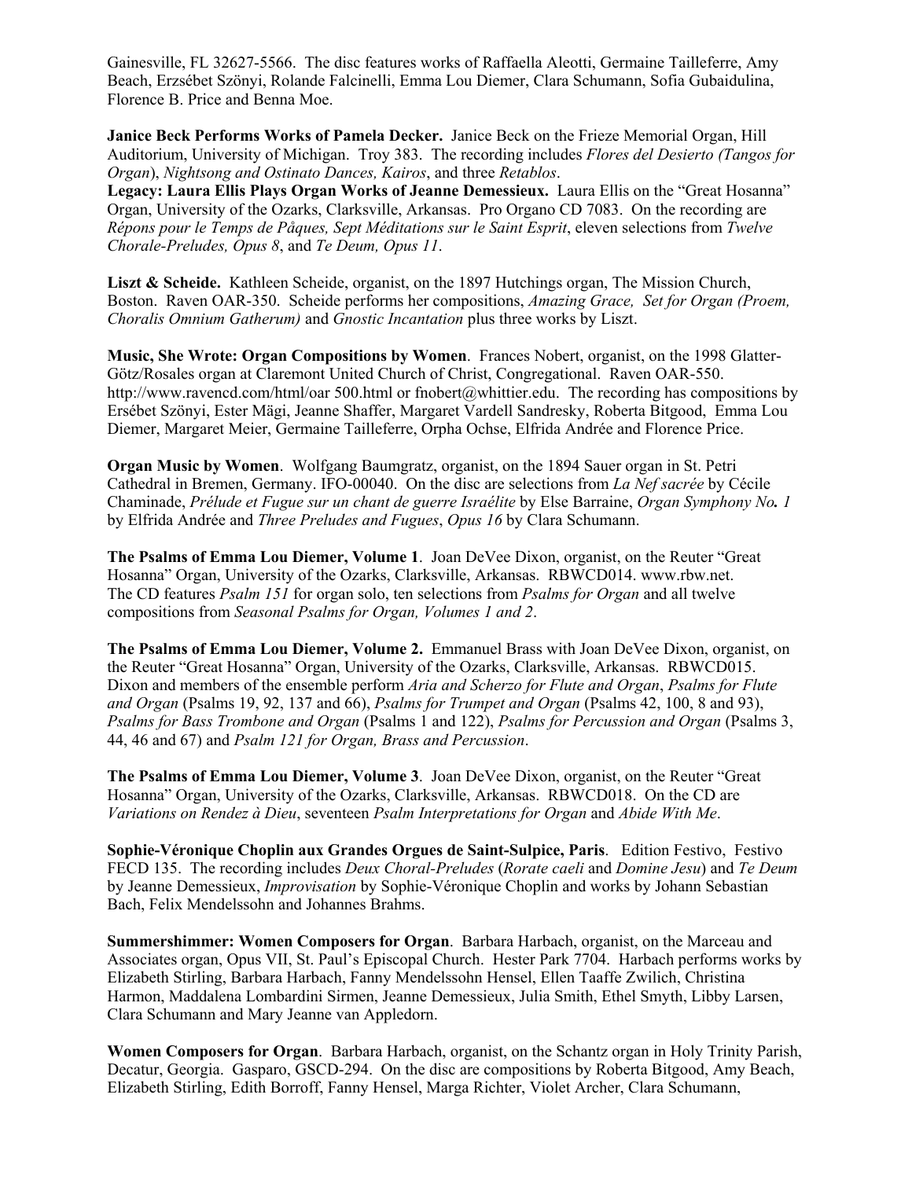Gainesville, FL 32627-5566. The disc features works of Raffaella Aleotti, Germaine Tailleferre, Amy Beach, Erzsébet Szönyi, Rolande Falcinelli, Emma Lou Diemer, Clara Schumann, Sofia Gubaidulina, Florence B. Price and Benna Moe.

**Janice Beck Performs Works of Pamela Decker.** Janice Beck on the Frieze Memorial Organ, Hill Auditorium, University of Michigan. Troy 383. The recording includes *Flores del Desierto (Tangos for Organ*), *Nightsong and Ostinato Dances, Kairos*, and three *Retablos*.

**Legacy: Laura Ellis Plays Organ Works of Jeanne Demessieux.** Laura Ellis on the "Great Hosanna" Organ, University of the Ozarks, Clarksville, Arkansas. Pro Organo CD 7083. On the recording are *Répons pour le Temps de Påques, Sept Méditations sur le Saint Esprit*, eleven selections from *Twelve Chorale-Preludes, Opus 8*, and *Te Deum, Opus 11*.

**Liszt & Scheide.** Kathleen Scheide, organist, on the 1897 Hutchings organ, The Mission Church, Boston. Raven OAR-350. Scheide performs her compositions, *Amazing Grace, Set for Organ (Proem, Choralis Omnium Gatherum)* and *Gnostic Incantation* plus three works by Liszt.

**Music, She Wrote: Organ Compositions by Women**. Frances Nobert, organist, on the 1998 Glatter-Götz/Rosales organ at Claremont United Church of Christ, Congregational. Raven OAR-550. http://www.ravencd.com/html/oar 500.html or fnobert@whittier.edu. The recording has compositions by Ersébet Szönyi, Ester Mägi, Jeanne Shaffer, Margaret Vardell Sandresky, Roberta Bitgood, Emma Lou Diemer, Margaret Meier, Germaine Tailleferre, Orpha Ochse, Elfrida Andrée and Florence Price.

**Organ Music by Women**. Wolfgang Baumgratz, organist, on the 1894 Sauer organ in St. Petri Cathedral in Bremen, Germany. IFO-00040. On the disc are selections from *La Nef sacrée* by Cécile Chaminade, *Prélude et Fugue sur un chant de guerre Israélite* by Else Barraine, *Organ Symphony No. 1* by Elfrida Andrée and *Three Preludes and Fugues*, *Opus 16* by Clara Schumann.

**The Psalms of Emma Lou Diemer, Volume 1**. Joan DeVee Dixon, organist, on the Reuter "Great Hosanna" Organ, University of the Ozarks, Clarksville, Arkansas. RBWCD014. www.rbw.net. The CD features *Psalm 151* for organ solo, ten selections from *Psalms for Organ* and all twelve compositions from *Seasonal Psalms for Organ, Volumes 1 and 2*.

**The Psalms of Emma Lou Diemer, Volume 2.** Emmanuel Brass with Joan DeVee Dixon, organist, on the Reuter "Great Hosanna" Organ, University of the Ozarks, Clarksville, Arkansas. RBWCD015. Dixon and members of the ensemble perform *Aria and Scherzo for Flute and Organ*, *Psalms for Flute and Organ* (Psalms 19, 92, 137 and 66), *Psalms for Trumpet and Organ* (Psalms 42, 100, 8 and 93), *Psalms for Bass Trombone and Organ* (Psalms 1 and 122), *Psalms for Percussion and Organ* (Psalms 3, 44, 46 and 67) and *Psalm 121 for Organ, Brass and Percussion*.

**The Psalms of Emma Lou Diemer, Volume 3**. Joan DeVee Dixon, organist, on the Reuter "Great Hosanna" Organ, University of the Ozarks, Clarksville, Arkansas. RBWCD018. On the CD are *Variations on Rendez à Dieu*, seventeen *Psalm Interpretations for Organ* and *Abide With Me*.

**Sophie-Véronique Choplin aux Grandes Orgues de Saint-Sulpice, Paris**. Edition Festivo, Festivo FECD 135. The recording includes *Deux Choral-Preludes* (*Rorate caeli* and *Domine Jesu*) and *Te Deum* by Jeanne Demessieux, *Improvisation* by Sophie-Véronique Choplin and works by Johann Sebastian Bach, Felix Mendelssohn and Johannes Brahms.

**Summershimmer: Women Composers for Organ**. Barbara Harbach, organist, on the Marceau and Associates organ, Opus VII, St. Paul's Episcopal Church. Hester Park 7704. Harbach performs works by Elizabeth Stirling, Barbara Harbach, Fanny Mendelssohn Hensel, Ellen Taaffe Zwilich, Christina Harmon, Maddalena Lombardini Sirmen, Jeanne Demessieux, Julia Smith, Ethel Smyth, Libby Larsen, Clara Schumann and Mary Jeanne van Appledorn.

**Women Composers for Organ**. Barbara Harbach, organist, on the Schantz organ in Holy Trinity Parish, Decatur, Georgia. Gasparo, GSCD-294. On the disc are compositions by Roberta Bitgood, Amy Beach, Elizabeth Stirling, Edith Borroff, Fanny Hensel, Marga Richter, Violet Archer, Clara Schumann,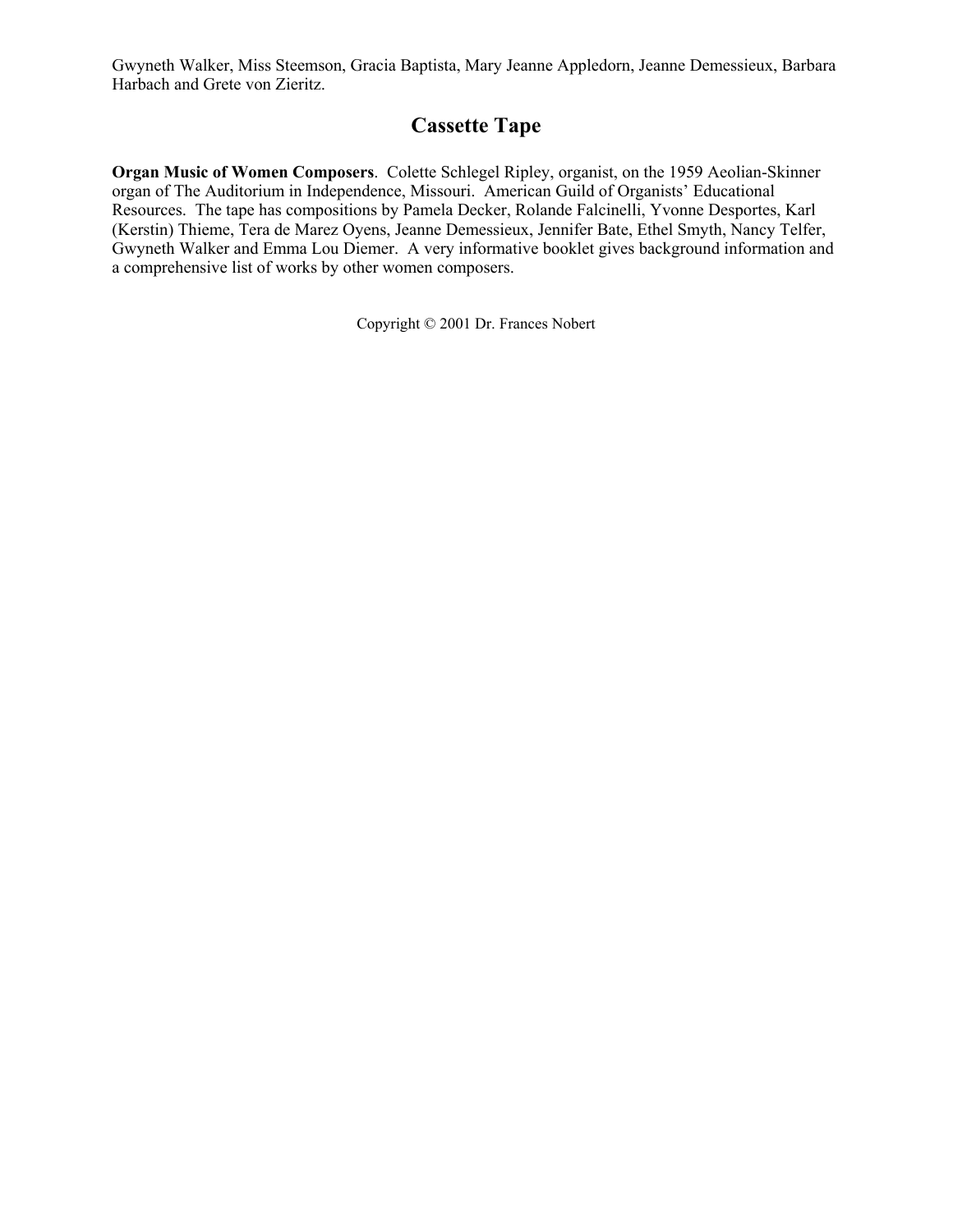Gwyneth Walker, Miss Steemson, Gracia Baptista, Mary Jeanne Appledorn, Jeanne Demessieux, Barbara Harbach and Grete von Zieritz.

## Cassette Tape

**Organ Music of Women Composers**. Colette Schlegel Ripley, organist, on the 1959 Aeolian-Skinner organ of The Auditorium in Independence, Missouri. American Guild of Organists' Educational Resources. The tape has compositions by Pamela Decker, Rolande Falcinelli, Yvonne Desportes, Karl (Kerstin) Thieme, Tera de Marez Oyens, Jeanne Demessieux, Jennifer Bate, Ethel Smyth, Nancy Telfer, Gwyneth Walker and Emma Lou Diemer. A very informative booklet gives background information and a comprehensive list of works by other women composers.

Copyright © 2001 Dr. Frances Nobert